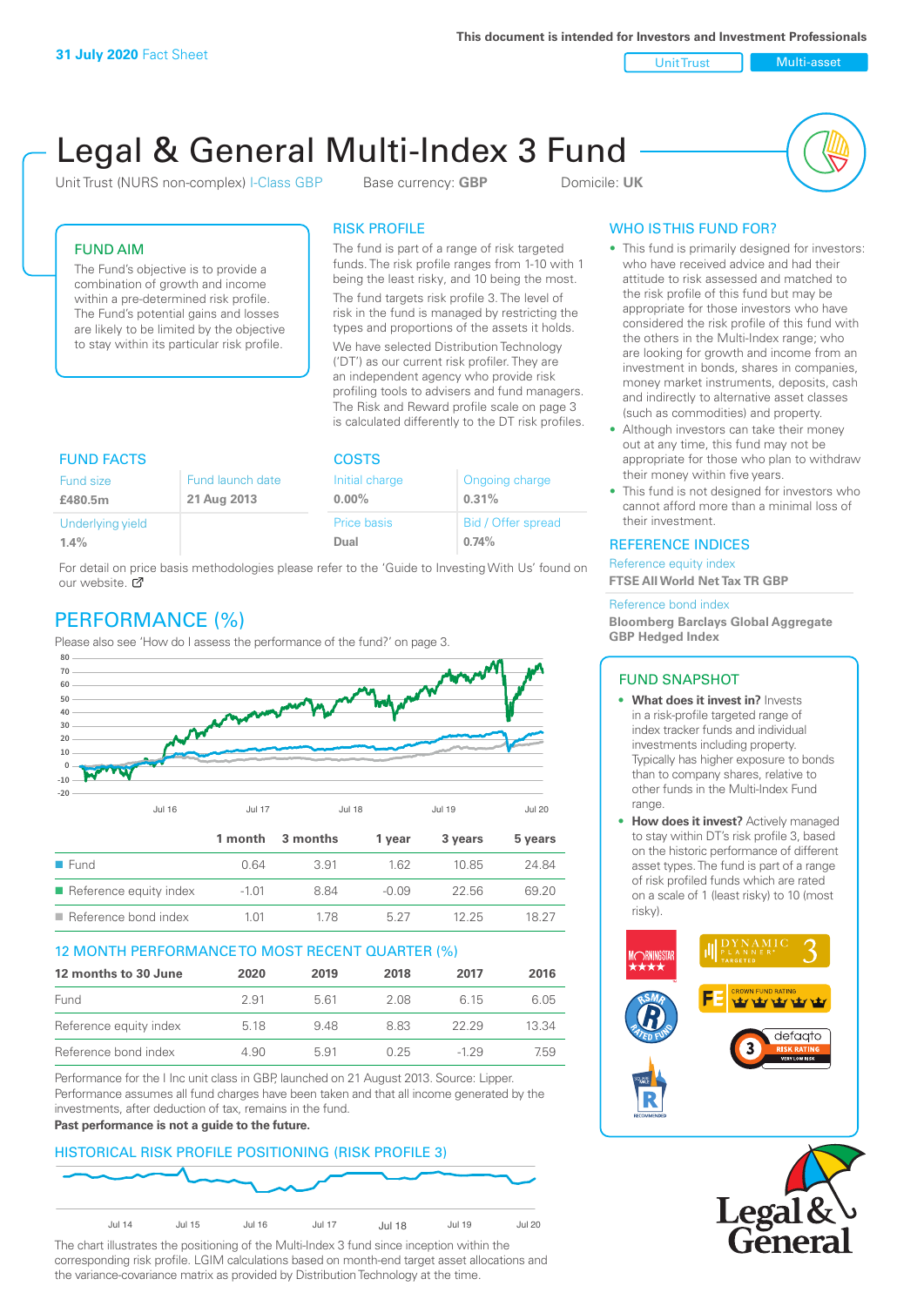**31 July 2020** Fact Sheet

This document is intended for Investors and Investment Professionals

Unit Trust | Multi-asset

# Legal & General Multi-Index 3 Fund

Unit Trust (NURS non-complex) I-Class GBP     Base currency: **GBP**     Domicile: **UK**

## FUND AIM

The Fund's objective is to provide a combination of growth and income within a pre-determined risk profile. The Fund's potential gains and losses are likely to be limited by the objective to stay within its particular risk profile.

## RISK PROFILE

The fund is part of a range of risk targeted funds. The risk profile ranges from 1-10 with 1 being the least risky, and 10 being the most.

The fund targets risk profile 3. The level of risk in the fund is managed by restricting the types and proportions of the assets it holds.

We have selected Distribution Technology ('DT') as our current risk profiler. They are an independent agency who provide risk profiling tools to advisers and fund managers. The Risk and Reward profile scale on page 3 is calculated differently to the DT risk profiles.

## WHO IS THIS FUND FOR?

- This fund is primarily designed for investors: who have received advice and had their attitude to risk assessed and matched to the risk profile of this fund but may be appropriate for those investors who have considered the risk profile of this fund with the others in the Multi-Index range; who are looking for growth and income from an investment in bonds, shares in companies, money market instruments, deposits, cash and indirectly to alternative asset classes (such as commodities) and property.
- Although investors can take their money out at any time, this fund may not be appropriate for those who plan to withdraw their money within five years.
- This fund is not designed for investors who cannot afford more than a minimal loss of their investment.

## FUND FACTS

| Fund size | Fund launch date |
|---|---|
| **£480.5m** | **21 Aug 2013** |
| Underlying yield | |
| **1.4%** | |

## COSTS

| Initial charge | Ongoing charge |
|---|---|
| **0.00%** | **0.31%** |
| Price basis | Bid / Offer spread |
| **Dual** | **0.74%** |

For detail on price basis methodologies please refer to the 'Guide to Investing With Us' found on our website.

## REFERENCE INDICES

Reference equity index
**FTSE All World Net Tax TR GBP**

Reference bond index
**Bloomberg Barclays Global Aggregate GBP Hedged Index**

## PERFORMANCE (%)

Please also see 'How do I assess the performance of the fund?' on page 3.

| | 1 month | 3 months | 1 year | 3 years | 5 years |
|---|---|---|---|---|---|
| Fund | 0.64 | 3.91 | 1.62 | 10.85 | 24.84 |
| Reference equity index | -1.01 | 8.84 | -0.09 | 22.56 | 69.20 |
| Reference bond index | 1.01 | 1.78 | 5.27 | 12.25 | 18.27 |

## 12 MONTH PERFORMANCE TO MOST RECENT QUARTER (%)

| 12 months to 30 June | 2020 | 2019 | 2018 | 2017 | 2016 |
|---|---|---|---|---|---|
| Fund | 2.91 | 5.61 | 2.08 | 6.15 | 6.05 |
| Reference equity index | 5.18 | 9.48 | 8.83 | 22.29 | 13.34 |
| Reference bond index | 4.90 | 5.91 | 0.25 | -1.29 | 7.59 |

Performance for the I Inc unit class in GBP, launched on 21 August 2013. Source: Lipper. Performance assumes all fund charges have been taken and that all income generated by the investments, after deduction of tax, remains in the fund.

**Past performance is not a guide to the future.**

## FUND SNAPSHOT

- **What does it invest in?** Invests in a risk-profile targeted range of index tracker funds and individual investments including property. Typically has higher exposure to bonds than to company shares, relative to other funds in the Multi-Index Fund range.
- **How does it invest?** Actively managed to stay within DT's risk profile 3, based on the historic performance of different asset types. The fund is part of a range of risk profiled funds which are rated on a scale of 1 (least risky) to 10 (most risky).

## HISTORICAL RISK PROFILE POSITIONING (RISK PROFILE 3)

The chart illustrates the positioning of the Multi-Index 3 fund since inception within the corresponding risk profile. LGIM calculations based on month-end target asset allocations and the variance-covariance matrix as provided by Distribution Technology at the time.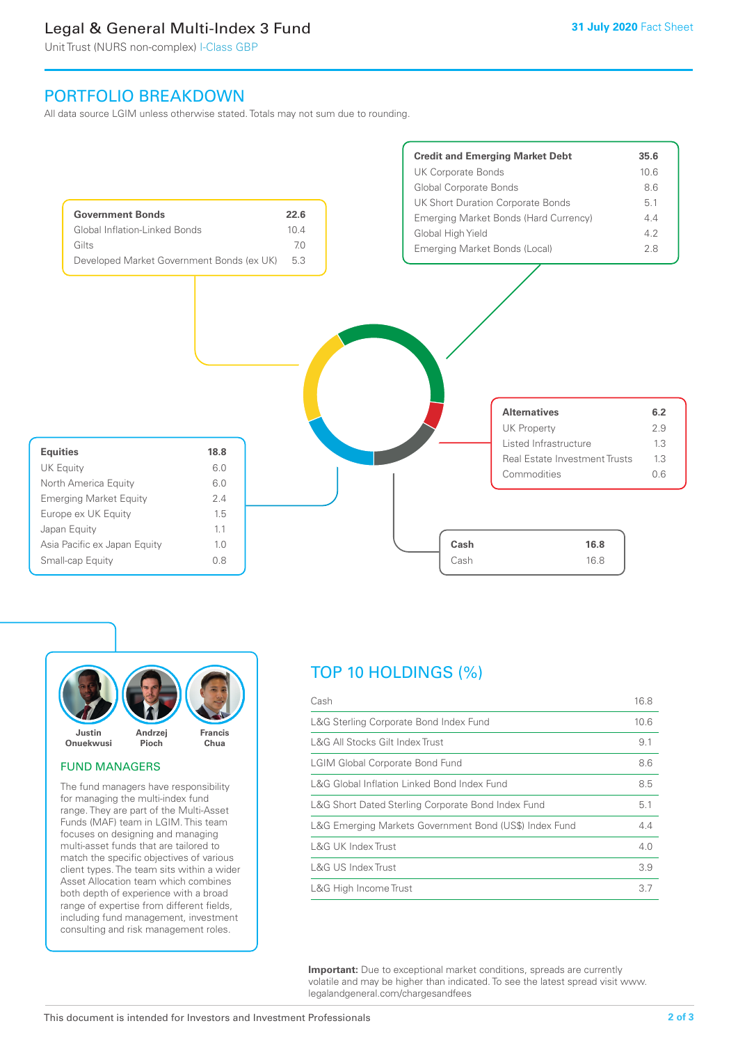## PORTFOLIO BREAKDOWN

All data source LGIM unless otherwise stated. Totals may not sum due to rounding.

| Government Bonds | 22.6 |
|---|---|
| Global Inflation-Linked Bonds | 10.4 |
| Gilts | 7.0 |
| Developed Market Government Bonds (ex UK) | 5.3 |

| Credit and Emerging Market Debt | 35.6 |
|---|---|
| UK Corporate Bonds | 10.6 |
| Global Corporate Bonds | 8.6 |
| UK Short Duration Corporate Bonds | 5.1 |
| Emerging Market Bonds (Hard Currency) | 4.4 |
| Global High Yield | 4.2 |
| Emerging Market Bonds (Local) | 2.8 |

| Alternatives | 6.2 |
|---|---|
| UK Property | 2.9 |
| Listed Infrastructure | 1.3 |
| Real Estate Investment Trusts | 1.3 |
| Commodities | 0.6 |

| Equities | 18.8 |
|---|---|
| UK Equity | 6.0 |
| North America Equity | 6.0 |
| Emerging Market Equity | 2.4 |
| Europe ex UK Equity | 1.5 |
| Japan Equity | 1.1 |
| Asia Pacific ex Japan Equity | 1.0 |
| Small-cap Equity | 0.8 |

| Cash | 16.8 |
|---|---|
| Cash | 16.8 |

Justin Onuekwusi · Andrzej Pioch · Francis Chua

### FUND MANAGERS

The fund managers have responsibility for managing the multi-index fund range. They are part of the Multi-Asset Funds (MAF) team in LGIM. This team focuses on designing and managing multi-asset funds that are tailored to match the specific objectives of various client types. The team sits within a wider Asset Allocation team which combines both depth of experience with a broad range of expertise from different fields, including fund management, investment consulting and risk management roles.

## TOP 10 HOLDINGS (%)

| Holding | % |
|---|---|
| Cash | 16.8 |
| L&G Sterling Corporate Bond Index Fund | 10.6 |
| L&G All Stocks Gilt Index Trust | 9.1 |
| LGIM Global Corporate Bond Fund | 8.6 |
| L&G Global Inflation Linked Bond Index Fund | 8.5 |
| L&G Short Dated Sterling Corporate Bond Index Fund | 5.1 |
| L&G Emerging Markets Government Bond (US$) Index Fund | 4.4 |
| L&G UK Index Trust | 4.0 |
| L&G US Index Trust | 3.9 |
| L&G High Income Trust | 3.7 |

**Important:** Due to exceptional market conditions, spreads are currently volatile and may be higher than indicated. To see the latest spread visit www.legalandgeneral.com/chargesandfees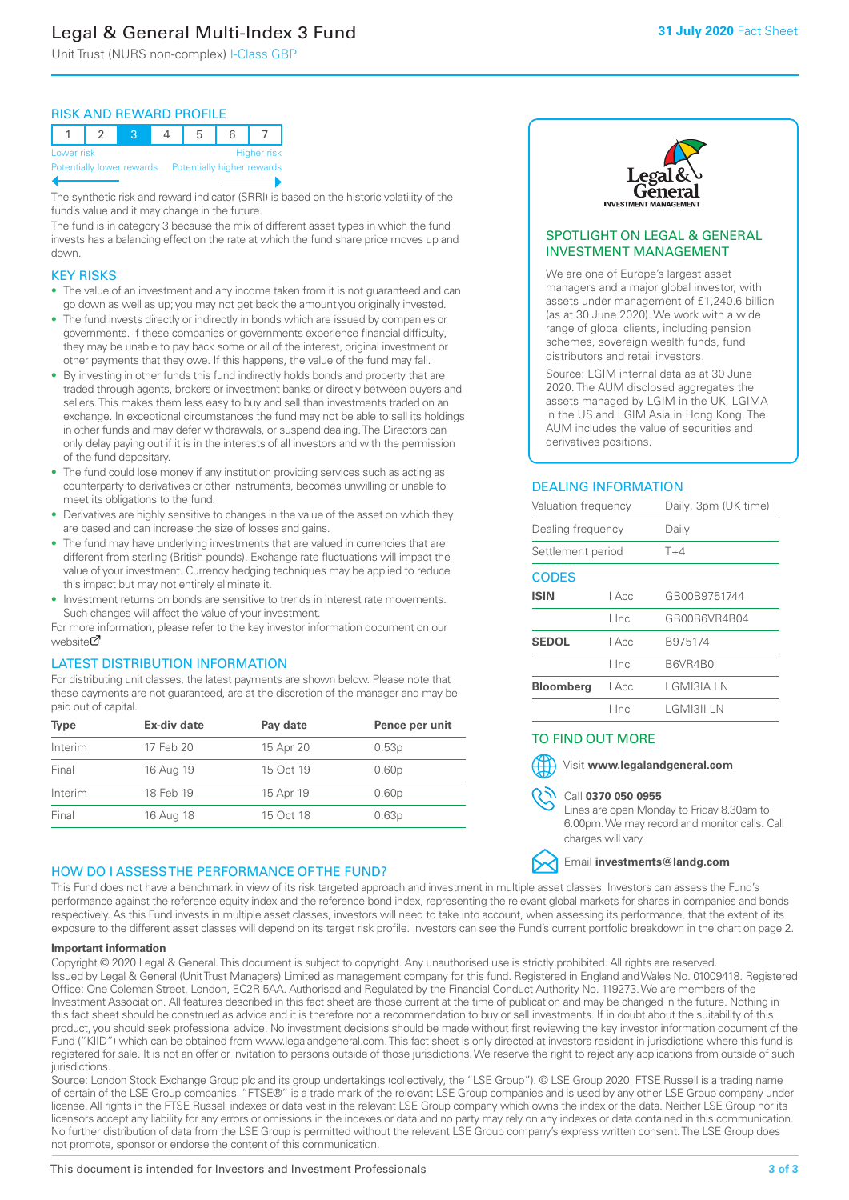# Legal & General Multi-Index 3 Fund

Unit Trust (NURS non-complex) I-Class GBP

31 July 2020 Fact Sheet

## RISK AND REWARD PROFILE

| 1 | 2 | 3 | 4 | 5 | 6 | 7 |
|---|---|---|---|---|---|---|

Lower risk — Higher risk

Potentially lower rewards — Potentially higher rewards

The synthetic risk and reward indicator (SRRI) is based on the historic volatility of the fund's value and it may change in the future.

The fund is in category 3 because the mix of different asset types in which the fund invests has a balancing effect on the rate at which the fund share price moves up and down.

## KEY RISKS

- The value of an investment and any income taken from it is not guaranteed and can go down as well as up; you may not get back the amount you originally invested.
- The fund invests directly or indirectly in bonds which are issued by companies or governments. If these companies or governments experience financial difficulty, they may be unable to pay back some or all of the interest, original investment or other payments that they owe. If this happens, the value of the fund may fall.
- By investing in other funds this fund indirectly holds bonds and property that are traded through agents, brokers or investment banks or directly between buyers and sellers. This makes them less easy to buy and sell than investments traded on an exchange. In exceptional circumstances the fund may not be able to sell its holdings in other funds and may defer withdrawals, or suspend dealing. The Directors can only delay paying out if it is in the interests of all investors and with the permission of the fund depositary.
- The fund could lose money if any institution providing services such as acting as counterparty to derivatives or other instruments, becomes unwilling or unable to meet its obligations to the fund.
- Derivatives are highly sensitive to changes in the value of the asset on which they are based and can increase the size of losses and gains.
- The fund may have underlying investments that are valued in currencies that are different from sterling (British pounds). Exchange rate fluctuations will impact the value of your investment. Currency hedging techniques may be applied to reduce this impact but may not entirely eliminate it.
- Investment returns on bonds are sensitive to trends in interest rate movements. Such changes will affect the value of your investment.

For more information, please refer to the key investor information document on our website

## LATEST DISTRIBUTION INFORMATION

For distributing unit classes, the latest payments are shown below. Please note that these payments are not guaranteed, are at the discretion of the manager and may be paid out of capital.

| Type | Ex-div date | Pay date | Pence per unit |
|---|---|---|---|
| Interim | 17 Feb 20 | 15 Apr 20 | 0.53p |
| Final | 16 Aug 19 | 15 Oct 19 | 0.60p |
| Interim | 18 Feb 19 | 15 Apr 19 | 0.60p |
| Final | 16 Aug 18 | 15 Oct 18 | 0.63p |

## SPOTLIGHT ON LEGAL & GENERAL INVESTMENT MANAGEMENT

We are one of Europe's largest asset managers and a major global investor, with assets under management of £1,240.6 billion (as at 30 June 2020). We work with a wide range of global clients, including pension schemes, sovereign wealth funds, fund distributors and retail investors.

Source: LGIM internal data as at 30 June 2020. The AUM disclosed aggregates the assets managed by LGIM in the UK, LGIMA in the US and LGIM Asia in Hong Kong. The AUM includes the value of securities and derivatives positions.

## DEALING INFORMATION

| | |
|---|---|
| Valuation frequency | Daily, 3pm (UK time) |
| Dealing frequency | Daily |
| Settlement period | T+4 |

## CODES

| | | |
|---|---|---|
| **ISIN** | I Acc | GB00B9751744 |
| | I Inc | GB00B6VR4B04 |
| **SEDOL** | I Acc | B975174 |
| | I Inc | B6VR4B0 |
| **Bloomberg** | I Acc | LGMI3IA LN |
| | I Inc | LGMI3II LN |

## TO FIND OUT MORE

Visit **www.legalandgeneral.com**

Call **0370 050 0955**
Lines are open Monday to Friday 8.30am to 6.00pm. We may record and monitor calls. Call charges will vary.

Email **investments@landg.com**

## HOW DO I ASSESS THE PERFORMANCE OF THE FUND?

This Fund does not have a benchmark in view of its risk targeted approach and investment in multiple asset classes. Investors can assess the Fund's performance against the reference equity index and the reference bond index, representing the relevant global markets for shares in companies and bonds respectively. As this Fund invests in multiple asset classes, investors will need to take into account, when assessing its performance, that the extent of its exposure to the different asset classes will depend on its target risk profile. Investors can see the Fund's current portfolio breakdown in the chart on page 2.

### Important information

Copyright © 2020 Legal & General. This document is subject to copyright. Any unauthorised use is strictly prohibited. All rights are reserved.

Issued by Legal & General (Unit Trust Managers) Limited as management company for this fund. Registered in England and Wales No. 01009418. Registered Office: One Coleman Street, London, EC2R 5AA. Authorised and Regulated by the Financial Conduct Authority No. 119273. We are members of the Investment Association. All features described in this fact sheet are those current at the time of publication and may be changed in the future. Nothing in this fact sheet should be construed as advice and it is therefore not a recommendation to buy or sell investments. If in doubt about the suitability of this product, you should seek professional advice. No investment decisions should be made without first reviewing the key investor information document of the Fund ("KIID") which can be obtained from www.legalandgeneral.com. This fact sheet is only directed at investors resident in jurisdictions where this fund is registered for sale. It is not an offer or invitation to persons outside of those jurisdictions. We reserve the right to reject any applications from outside of such jurisdictions.

Source: London Stock Exchange Group plc and its group undertakings (collectively, the "LSE Group"). © LSE Group 2020. FTSE Russell is a trading name of certain of the LSE Group companies. "FTSE®" is a trade mark of the relevant LSE Group companies and is used by any other LSE Group company under license. All rights in the FTSE Russell indexes or data vest in the relevant LSE Group company which owns the index or the data. Neither LSE Group nor its licensors accept any liability for any errors or omissions in the indexes or data and no party may rely on any indexes or data contained in this communication. No further distribution of data from the LSE Group is permitted without the relevant LSE Group company's express written consent. The LSE Group does not promote, sponsor or endorse the content of this communication.

This document is intended for Investors and Investment Professionals